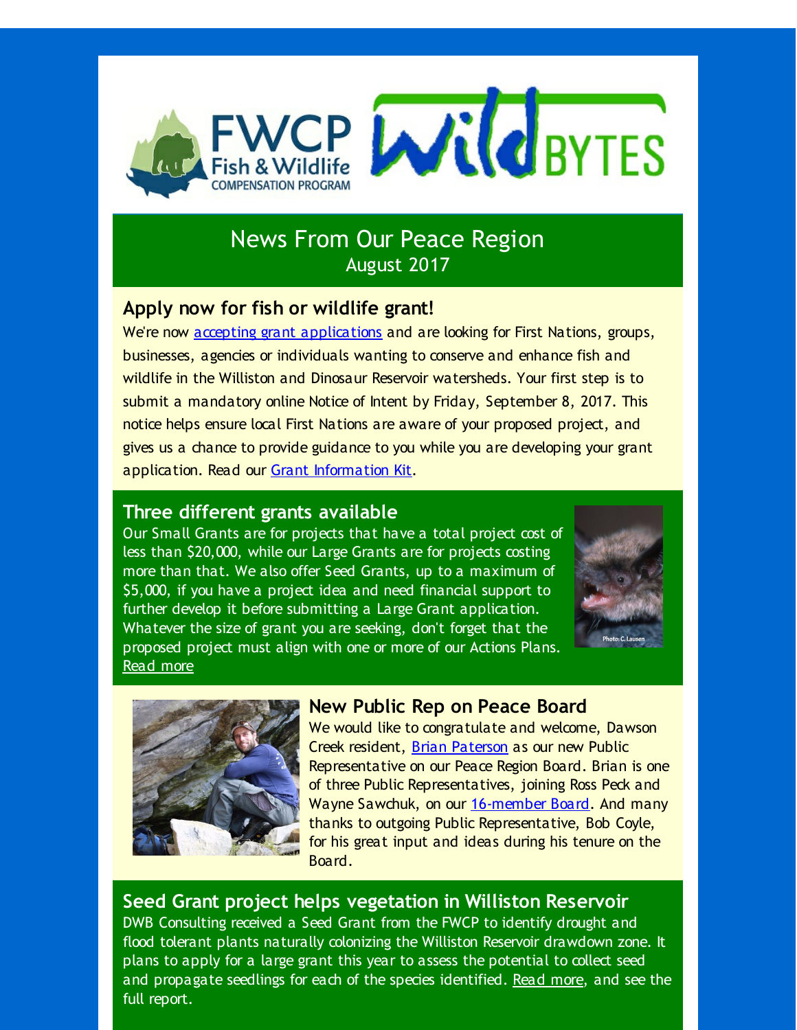# FWCP Fish & Wildlife Compensation Program — WildBYTES

## News From Our Peace Region
August 2017

### Apply now for fish or wildlife grant!

We're now accepting grant applications and are looking for First Nations, groups, businesses, agencies or individuals wanting to conserve and enhance fish and wildlife in the Williston and Dinosaur Reservoir watersheds. Your first step is to submit a mandatory online Notice of Intent by Friday, September 8, 2017. This notice helps ensure local First Nations are aware of your proposed project, and gives us a chance to provide guidance to you while you are developing your grant application. Read our Grant Information Kit.

### Three different grants available

Our Small Grants are for projects that have a total project cost of less than $20,000, while our Large Grants are for projects costing more than that. We also offer Seed Grants, up to a maximum of $5,000, if you have a project idea and need financial support to further develop it before submitting a Large Grant application. Whatever the size of grant you are seeking, don't forget that the proposed project must align with one or more of our Actions Plans. Read more

Photo: C. Lausen

### New Public Rep on Peace Board

We would like to congratulate and welcome, Dawson Creek resident, Brian Paterson as our new Public Representative on our Peace Region Board. Brian is one of three Public Representatives, joining Ross Peck and Wayne Sawchuk, on our 16-member Board. And many thanks to outgoing Public Representative, Bob Coyle, for his great input and ideas during his tenure on the Board.

### Seed Grant project helps vegetation in Williston Reservoir

DWB Consulting received a Seed Grant from the FWCP to identify drought and flood tolerant plants naturally colonizing the Williston Reservoir drawdown zone. It plans to apply for a large grant this year to assess the potential to collect seed and propagate seedlings for each of the species identified. Read more, and see the full report.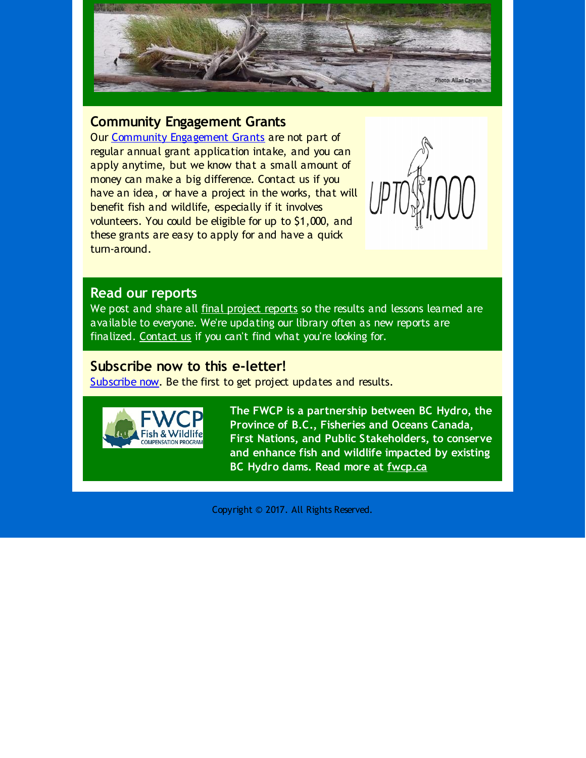Photo: Allan Carson

## Community Engagement Grants

Our Community Engagement Grants are not part of regular annual grant application intake, and you can apply anytime, but we know that a small amount of money can make a big difference. Contact us if you have an idea, or have a project in the works, that will benefit fish and wildlife, especially if it involves volunteers. You could be eligible for up to $1,000, and these grants are easy to apply for and have a quick turn-around.

UP TO $1,000

## Read our reports

We post and share all final project reports so the results and lessons learned are available to everyone. We're updating our library often as new reports are finalized. Contact us if you can't find what you're looking for.

## Subscribe now to this e-letter!

Subscribe now. Be the first to get project updates and results.

FWCP Fish & Wildlife Compensation Program

**The FWCP is a partnership between BC Hydro, the Province of B.C., Fisheries and Oceans Canada, First Nations, and Public Stakeholders, to conserve and enhance fish and wildlife impacted by existing BC Hydro dams. Read more at fwcp.ca**

Copyright © 2017. All Rights Reserved.